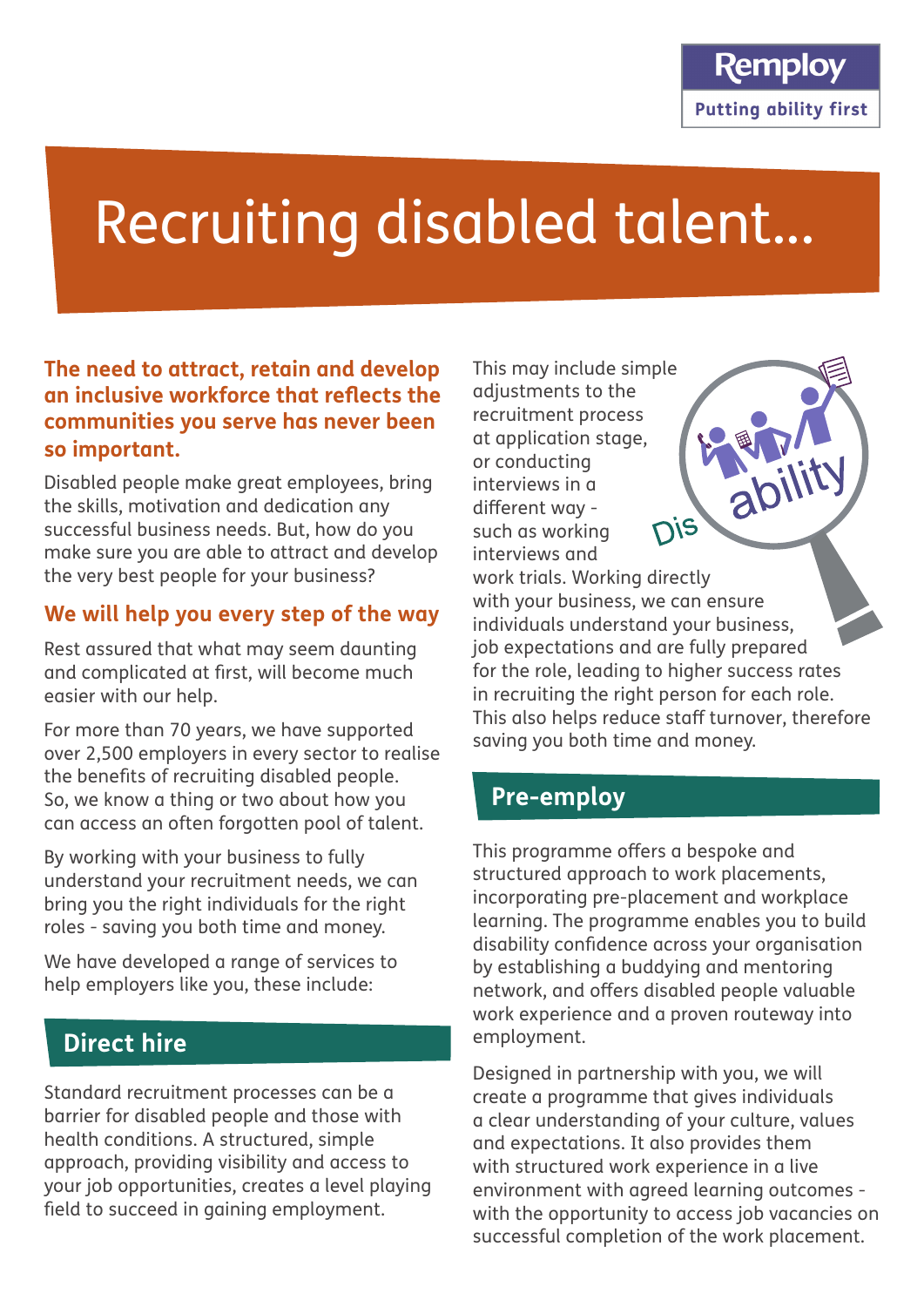Remploy
Putting ability first

# Recruiting disabled talent...

**The need to attract, retain and develop an inclusive workforce that reflects the communities you serve has never been so important.**

Disabled people make great employees, bring the skills, motivation and dedication any successful business needs. But, how do you make sure you are able to attract and develop the very best people for your business?

## We will help you every step of the way

Rest assured that what may seem daunting and complicated at first, will become much easier with our help.

For more than 70 years, we have supported over 2,500 employers in every sector to realise the benefits of recruiting disabled people. So, we know a thing or two about how you can access an often forgotten pool of talent.

By working with your business to fully understand your recruitment needs, we can bring you the right individuals for the right roles - saving you both time and money.

We have developed a range of services to help employers like you, these include:

## Direct hire

Standard recruitment processes can be a barrier for disabled people and those with health conditions. A structured, simple approach, providing visibility and access to your job opportunities, creates a level playing field to succeed in gaining employment.

This may include simple adjustments to the recruitment process at application stage, or conducting interviews in a different way - such as working interviews and work trials. Working directly with your business, we can ensure individuals understand your business, job expectations and are fully prepared for the role, leading to higher success rates in recruiting the right person for each role. This also helps reduce staff turnover, therefore saving you both time and money.

## Pre-employ

This programme offers a bespoke and structured approach to work placements, incorporating pre-placement and workplace learning. The programme enables you to build disability confidence across your organisation by establishing a buddying and mentoring network, and offers disabled people valuable work experience and a proven routeway into employment.

Designed in partnership with you, we will create a programme that gives individuals a clear understanding of your culture, values and expectations. It also provides them with structured work experience in a live environment with agreed learning outcomes - with the opportunity to access job vacancies on successful completion of the work placement.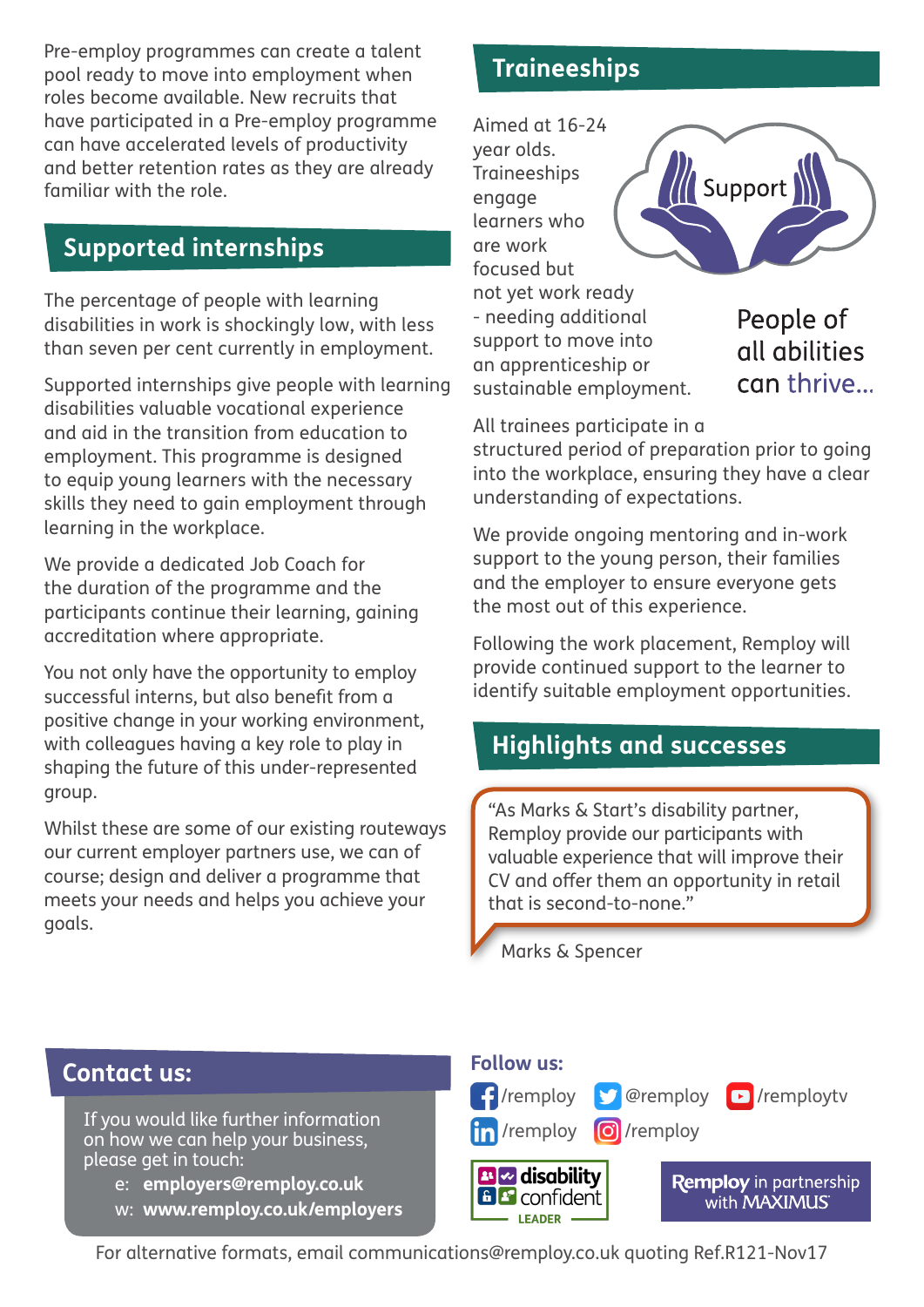Pre-employ programmes can create a talent pool ready to move into employment when roles become available. New recruits that have participated in a Pre-employ programme can have accelerated levels of productivity and better retention rates as they are already familiar with the role.

## Supported internships

The percentage of people with learning disabilities in work is shockingly low, with less than seven per cent currently in employment.

Supported internships give people with learning disabilities valuable vocational experience and aid in the transition from education to employment. This programme is designed to equip young learners with the necessary skills they need to gain employment through learning in the workplace.

We provide a dedicated Job Coach for the duration of the programme and the participants continue their learning, gaining accreditation where appropriate.

You not only have the opportunity to employ successful interns, but also benefit from a positive change in your working environment, with colleagues having a key role to play in shaping the future of this under-represented group.

Whilst these are some of our existing routeways our current employer partners use, we can of course; design and deliver a programme that meets your needs and helps you achieve your goals.

## Traineeships

Aimed at 16-24 year olds. Traineeships engage learners who are work focused but not yet work ready - needing additional support to move into an apprenticeship or sustainable employment.

Support

People of all abilities can thrive...

All trainees participate in a structured period of preparation prior to going into the workplace, ensuring they have a clear understanding of expectations.

We provide ongoing mentoring and in-work support to the young person, their families and the employer to ensure everyone gets the most out of this experience.

Following the work placement, Remploy will provide continued support to the learner to identify suitable employment opportunities.

## Highlights and successes

"As Marks & Start's disability partner, Remploy provide our participants with valuable experience that will improve their CV and offer them an opportunity in retail that is second-to-none."

Marks & Spencer

## Contact us:

If you would like further information on how we can help your business, please get in touch:

e: **employers@remploy.co.uk**
w: **www.remploy.co.uk/employers**

**Follow us:**

/remploy @remploy /remploytv
/remploy /remploy

disability confident LEADER

Remploy in partnership with MAXIMUS

For alternative formats, email communications@remploy.co.uk quoting Ref.R121-Nov17